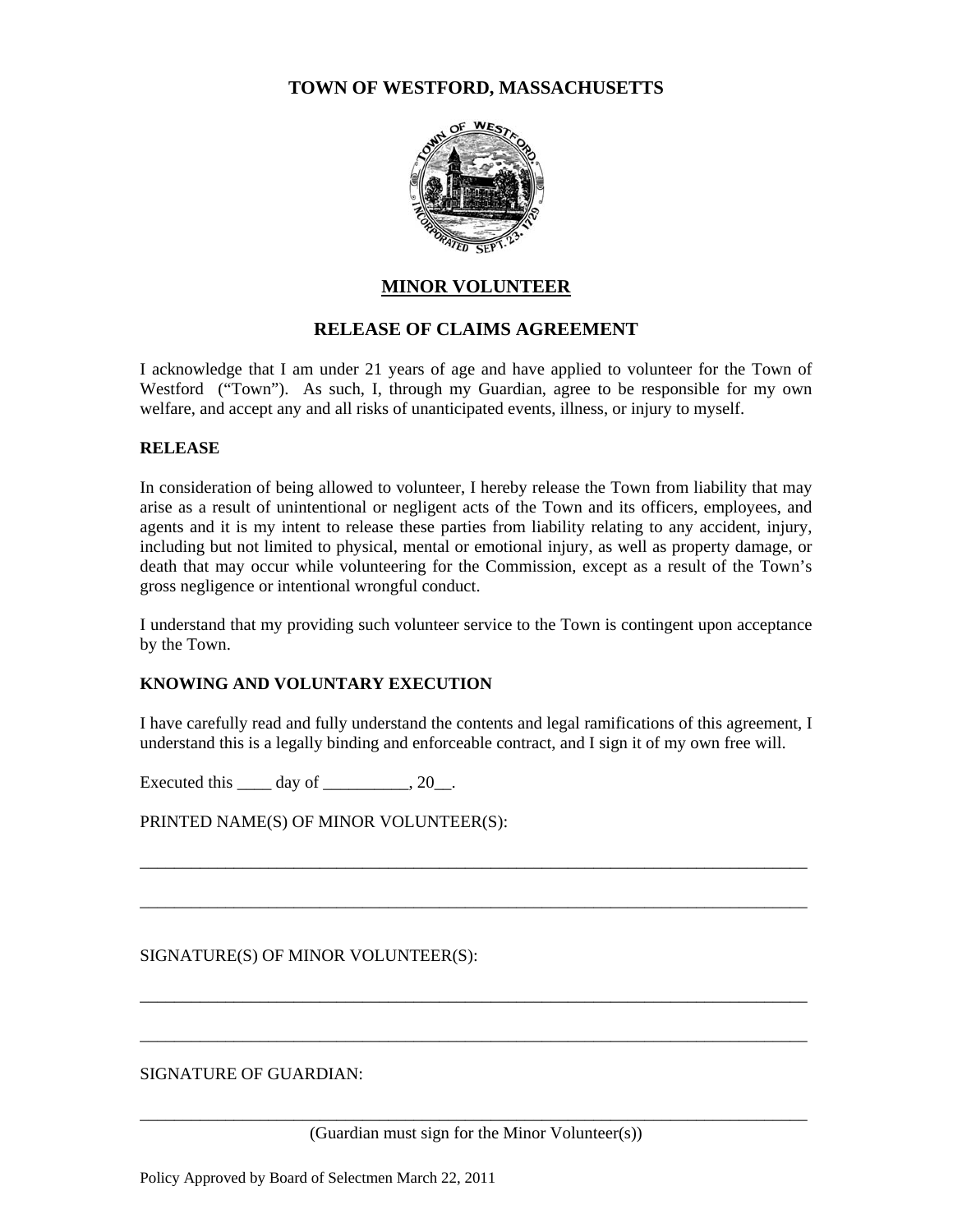# TOWN OF WESTFORD, MASSACHUSETTS

## MINOR VOLUNTEER

## RELEASE OF CLAIMS AGREEMENT

I acknowledge that I am under 21 years of age and have applied to volunteer for the Town of Westford ("Town"). As such, I, through my Guardian, agree to be responsible for my own welfare, and accept any and all risks of unanticipated events, illness, or injury to myself.

**RELEASE**

In consideration of being allowed to volunteer, I hereby release the Town from liability that may arise as a result of unintentional or negligent acts of the Town and its officers, employees, and agents and it is my intent to release these parties from liability relating to any accident, injury, including but not limited to physical, mental or emotional injury, as well as property damage, or death that may occur while volunteering for the Commission, except as a result of the Town's gross negligence or intentional wrongful conduct.

I understand that my providing such volunteer service to the Town is contingent upon acceptance by the Town.

**KNOWING AND VOLUNTARY EXECUTION**

I have carefully read and fully understand the contents and legal ramifications of this agreement, I understand this is a legally binding and enforceable contract, and I sign it of my own free will.

Executed this ____ day of __________, 20__.

PRINTED NAME(S) OF MINOR VOLUNTEER(S):

______________________________________________________________________________

______________________________________________________________________________

SIGNATURE(S) OF MINOR VOLUNTEER(S):

______________________________________________________________________________

______________________________________________________________________________

SIGNATURE OF GUARDIAN:

______________________________________________________________________________

(Guardian must sign for the Minor Volunteer(s))

Policy Approved by Board of Selectmen March 22, 2011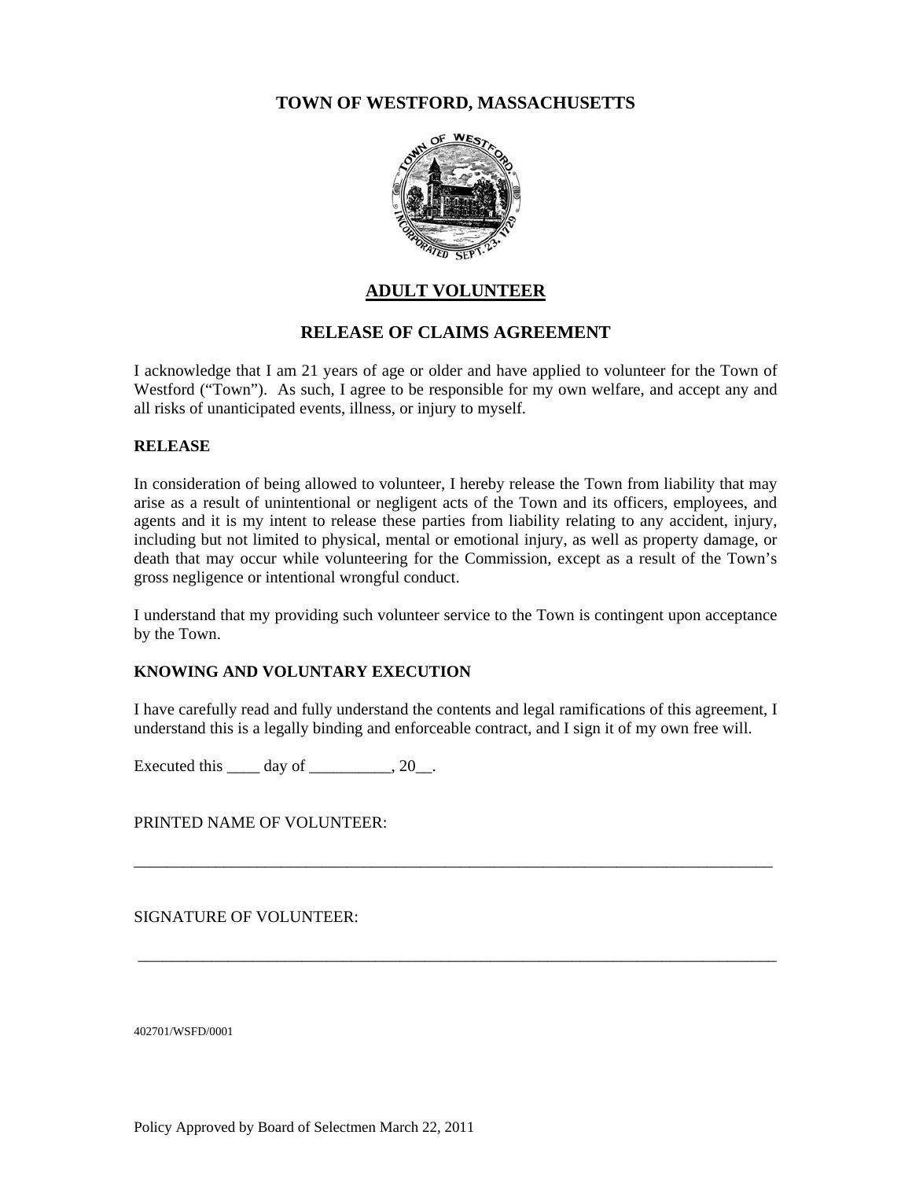# TOWN OF WESTFORD, MASSACHUSETTS

## ADULT VOLUNTEER

## RELEASE OF CLAIMS AGREEMENT

I acknowledge that I am 21 years of age or older and have applied to volunteer for the Town of Westford ("Town"). As such, I agree to be responsible for my own welfare, and accept any and all risks of unanticipated events, illness, or injury to myself.

**RELEASE**

In consideration of being allowed to volunteer, I hereby release the Town from liability that may arise as a result of unintentional or negligent acts of the Town and its officers, employees, and agents and it is my intent to release these parties from liability relating to any accident, injury, including but not limited to physical, mental or emotional injury, as well as property damage, or death that may occur while volunteering for the Commission, except as a result of the Town's gross negligence or intentional wrongful conduct.

I understand that my providing such volunteer service to the Town is contingent upon acceptance by the Town.

**KNOWING AND VOLUNTARY EXECUTION**

I have carefully read and fully understand the contents and legal ramifications of this agreement, I understand this is a legally binding and enforceable contract, and I sign it of my own free will.

Executed this ____ day of __________, 20__.

PRINTED NAME OF VOLUNTEER:

_______________________________________________________________________________

SIGNATURE OF VOLUNTEER:

_______________________________________________________________________________

402701/WSFD/0001

Policy Approved by Board of Selectmen March 22, 2011